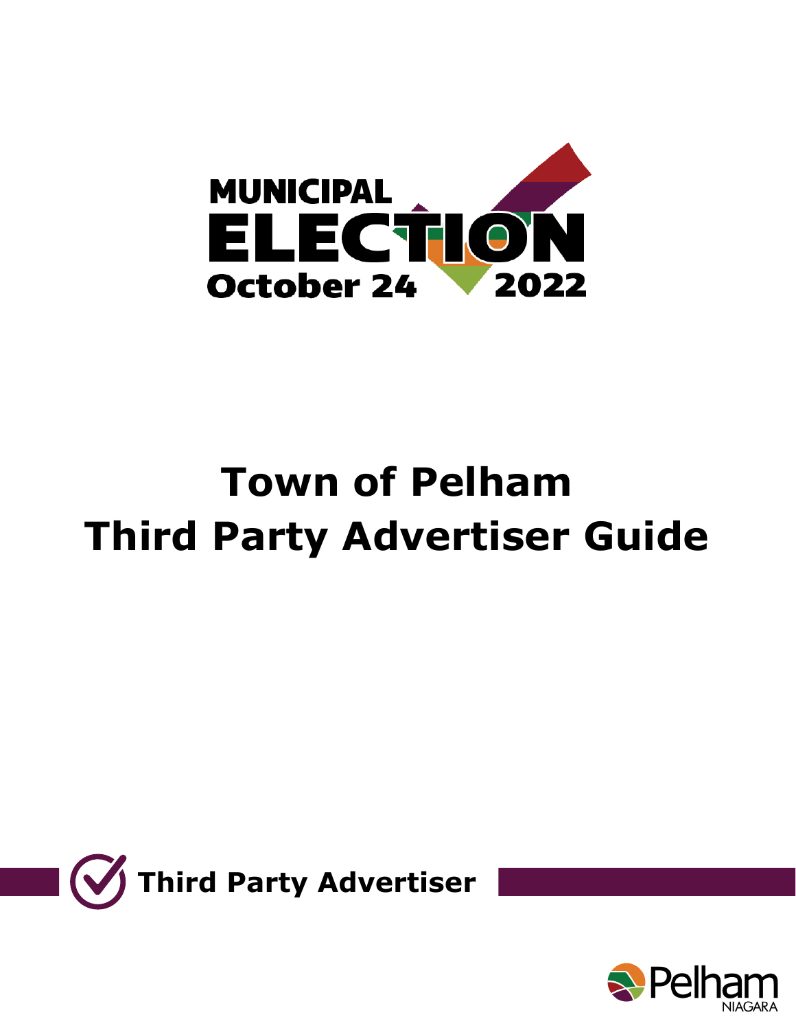MUNICIPAL

ELECTION

October 24 2022

# Town of Pelham Third Party Advertiser Guide

## Third Party Advertiser

Pelham NIAGARA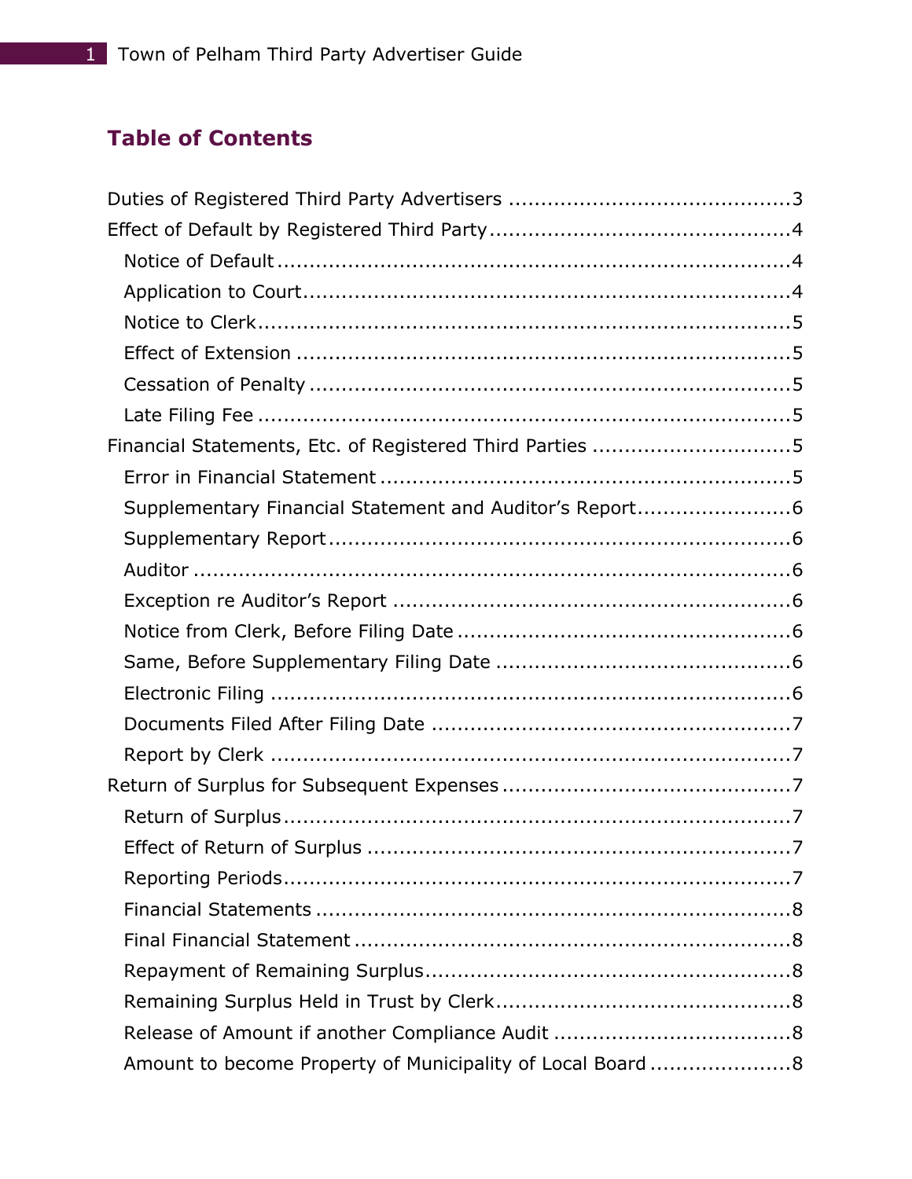## Table of Contents

Duties of Registered Third Party Advertisers ............................................3

Effect of Default by Registered Third Party...............................................4

- Notice of Default ..................................................................................4
- Application to Court.............................................................................4
- Notice to Clerk......................................................................................5
- Effect of Extension ..............................................................................5
- Cessation of Penalty ............................................................................5
- Late Filing Fee .....................................................................................5

Financial Statements, Etc. of Registered Third Parties ...............................5

- Error in Financial Statement .................................................................5
- Supplementary Financial Statement and Auditor's Report........................6
- Supplementary Report.........................................................................6
- Auditor .................................................................................................6
- Exception re Auditor's Report ...............................................................6
- Notice from Clerk, Before Filing Date .....................................................6
- Same, Before Supplementary Filing Date ...............................................6
- Electronic Filing ....................................................................................6
- Documents Filed After Filing Date .........................................................7
- Report by Clerk ....................................................................................7

Return of Surplus for Subsequent Expenses .............................................7

- Return of Surplus.................................................................................7
- Effect of Return of Surplus ...................................................................7
- Reporting Periods.................................................................................7
- Financial Statements ............................................................................8
- Final Financial Statement .....................................................................8
- Repayment of Remaining Surplus..........................................................8
- Remaining Surplus Held in Trust by Clerk...............................................8
- Release of Amount if another Compliance Audit ......................................8
- Amount to become Property of Municipality of Local Board ......................8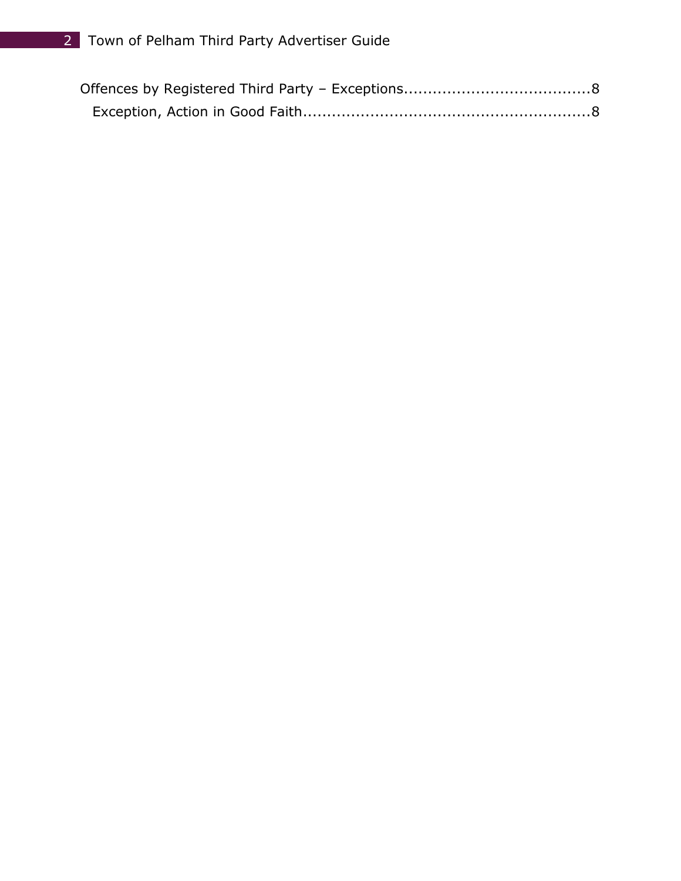Offences by Registered Third Party – Exceptions.......................................8

Exception, Action in Good Faith............................................................8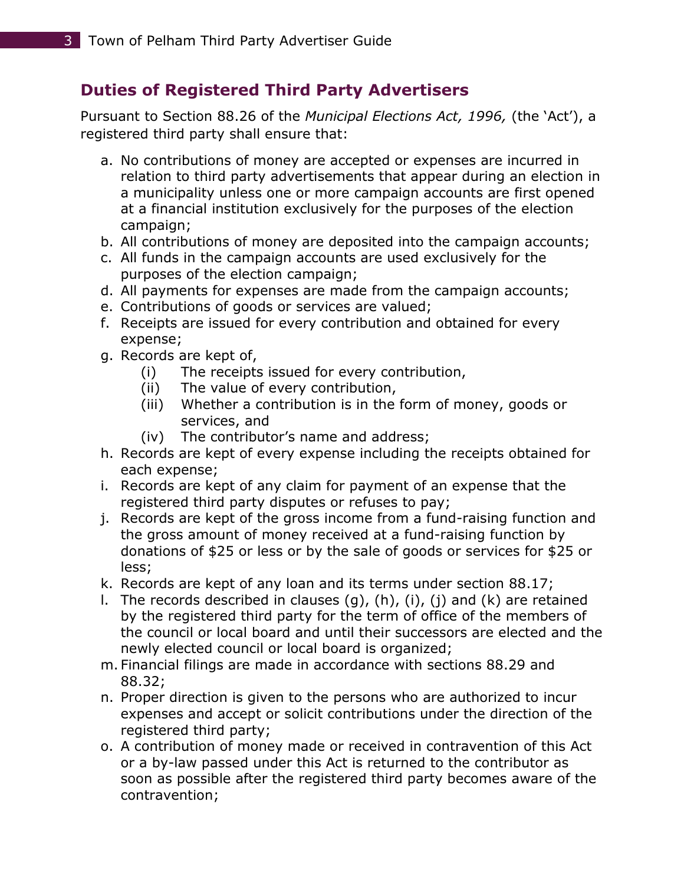## Duties of Registered Third Party Advertisers

Pursuant to Section 88.26 of the *Municipal Elections Act, 1996,* (the 'Act'), a registered third party shall ensure that:

a. No contributions of money are accepted or expenses are incurred in relation to third party advertisements that appear during an election in a municipality unless one or more campaign accounts are first opened at a financial institution exclusively for the purposes of the election campaign;
b. All contributions of money are deposited into the campaign accounts;
c. All funds in the campaign accounts are used exclusively for the purposes of the election campaign;
d. All payments for expenses are made from the campaign accounts;
e. Contributions of goods or services are valued;
f. Receipts are issued for every contribution and obtained for every expense;
g. Records are kept of,
    (i) The receipts issued for every contribution,
    (ii) The value of every contribution,
    (iii) Whether a contribution is in the form of money, goods or services, and
    (iv) The contributor's name and address;
h. Records are kept of every expense including the receipts obtained for each expense;
i. Records are kept of any claim for payment of an expense that the registered third party disputes or refuses to pay;
j. Records are kept of the gross income from a fund-raising function and the gross amount of money received at a fund-raising function by donations of $25 or less or by the sale of goods or services for $25 or less;
k. Records are kept of any loan and its terms under section 88.17;
l. The records described in clauses (g), (h), (i), (j) and (k) are retained by the registered third party for the term of office of the members of the council or local board and until their successors are elected and the newly elected council or local board is organized;
m. Financial filings are made in accordance with sections 88.29 and 88.32;
n. Proper direction is given to the persons who are authorized to incur expenses and accept or solicit contributions under the direction of the registered third party;
o. A contribution of money made or received in contravention of this Act or a by-law passed under this Act is returned to the contributor as soon as possible after the registered third party becomes aware of the contravention;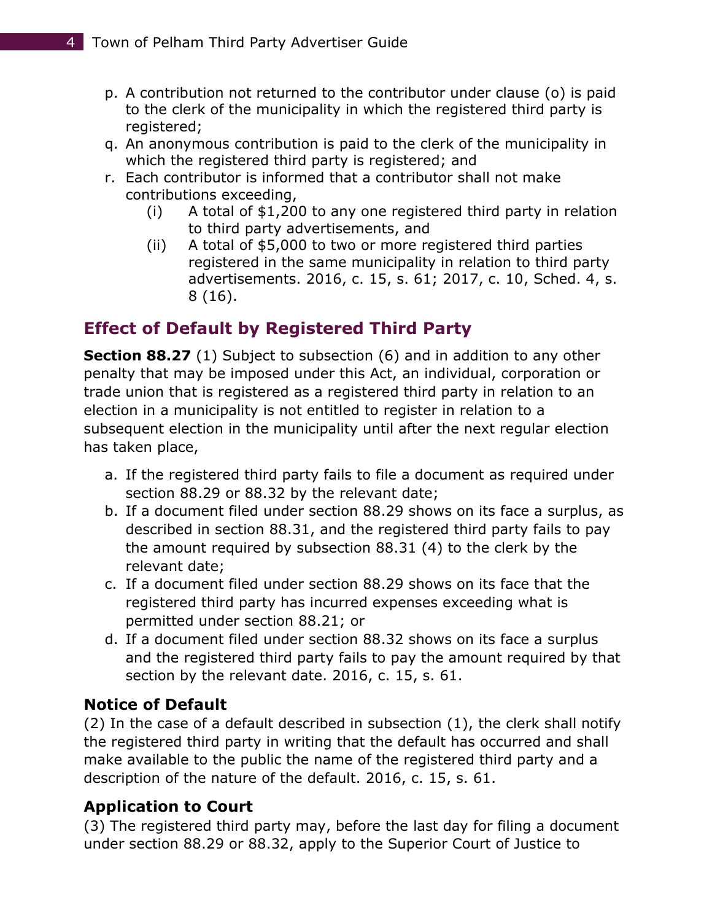p. A contribution not returned to the contributor under clause (o) is paid to the clerk of the municipality in which the registered third party is registered;
q. An anonymous contribution is paid to the clerk of the municipality in which the registered third party is registered; and
r. Each contributor is informed that a contributor shall not make contributions exceeding,
    (i) A total of $1,200 to any one registered third party in relation to third party advertisements, and
    (ii) A total of $5,000 to two or more registered third parties registered in the same municipality in relation to third party advertisements. 2016, c. 15, s. 61; 2017, c. 10, Sched. 4, s. 8 (16).

## Effect of Default by Registered Third Party

**Section 88.27** (1) Subject to subsection (6) and in addition to any other penalty that may be imposed under this Act, an individual, corporation or trade union that is registered as a registered third party in relation to an election in a municipality is not entitled to register in relation to a subsequent election in the municipality until after the next regular election has taken place,

a. If the registered third party fails to file a document as required under section 88.29 or 88.32 by the relevant date;
b. If a document filed under section 88.29 shows on its face a surplus, as described in section 88.31, and the registered third party fails to pay the amount required by subsection 88.31 (4) to the clerk by the relevant date;
c. If a document filed under section 88.29 shows on its face that the registered third party has incurred expenses exceeding what is permitted under section 88.21; or
d. If a document filed under section 88.32 shows on its face a surplus and the registered third party fails to pay the amount required by that section by the relevant date. 2016, c. 15, s. 61.

### Notice of Default

(2) In the case of a default described in subsection (1), the clerk shall notify the registered third party in writing that the default has occurred and shall make available to the public the name of the registered third party and a description of the nature of the default. 2016, c. 15, s. 61.

### Application to Court

(3) The registered third party may, before the last day for filing a document under section 88.29 or 88.32, apply to the Superior Court of Justice to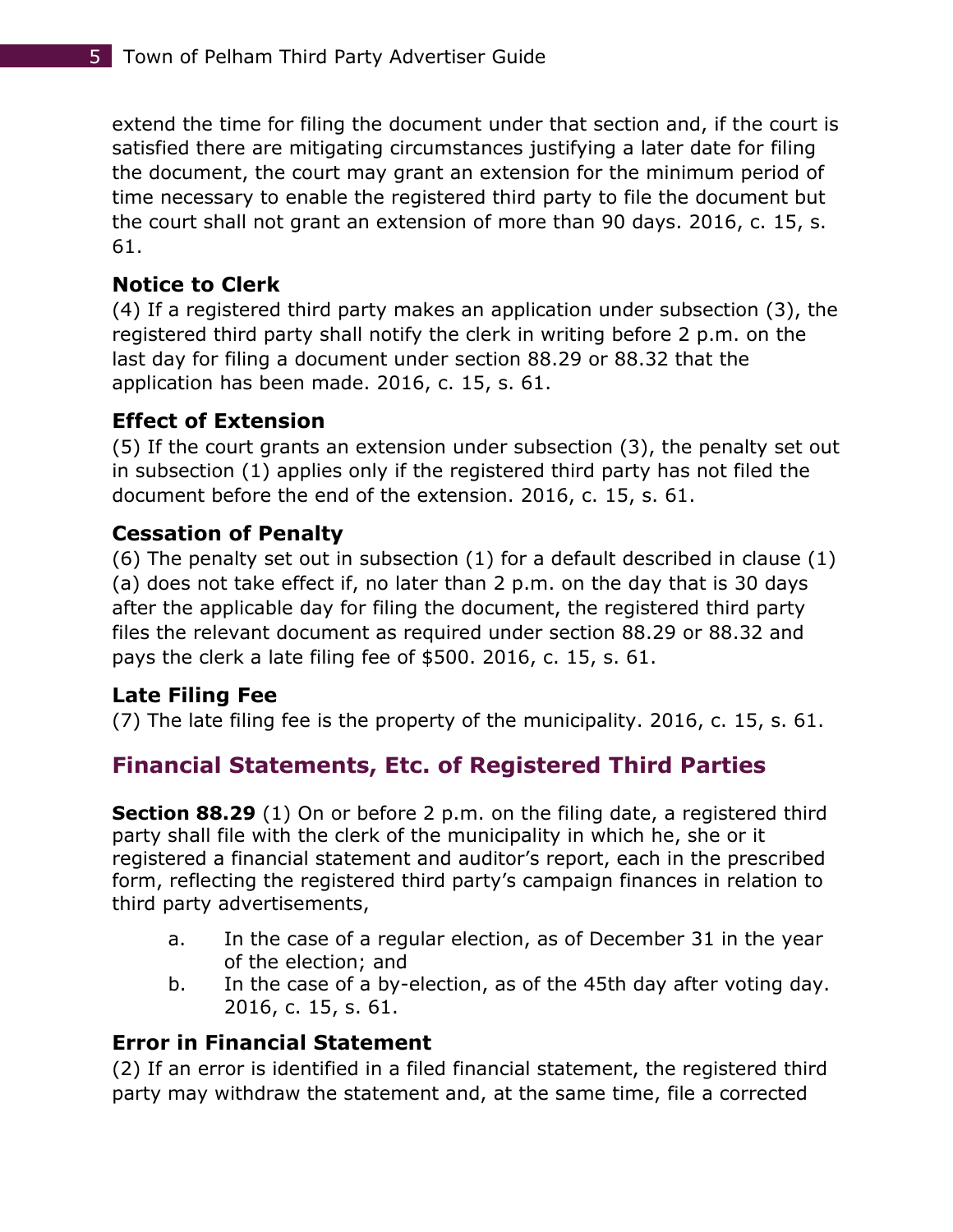extend the time for filing the document under that section and, if the court is satisfied there are mitigating circumstances justifying a later date for filing the document, the court may grant an extension for the minimum period of time necessary to enable the registered third party to file the document but the court shall not grant an extension of more than 90 days. 2016, c. 15, s. 61.

### Notice to Clerk

(4) If a registered third party makes an application under subsection (3), the registered third party shall notify the clerk in writing before 2 p.m. on the last day for filing a document under section 88.29 or 88.32 that the application has been made. 2016, c. 15, s. 61.

### Effect of Extension

(5) If the court grants an extension under subsection (3), the penalty set out in subsection (1) applies only if the registered third party has not filed the document before the end of the extension. 2016, c. 15, s. 61.

### Cessation of Penalty

(6) The penalty set out in subsection (1) for a default described in clause (1) (a) does not take effect if, no later than 2 p.m. on the day that is 30 days after the applicable day for filing the document, the registered third party files the relevant document as required under section 88.29 or 88.32 and pays the clerk a late filing fee of $500. 2016, c. 15, s. 61.

### Late Filing Fee

(7) The late filing fee is the property of the municipality. 2016, c. 15, s. 61.

## Financial Statements, Etc. of Registered Third Parties

**Section 88.29** (1) On or before 2 p.m. on the filing date, a registered third party shall file with the clerk of the municipality in which he, she or it registered a financial statement and auditor's report, each in the prescribed form, reflecting the registered third party's campaign finances in relation to third party advertisements,

a. In the case of a regular election, as of December 31 in the year of the election; and
b. In the case of a by-election, as of the 45th day after voting day. 2016, c. 15, s. 61.

### Error in Financial Statement

(2) If an error is identified in a filed financial statement, the registered third party may withdraw the statement and, at the same time, file a corrected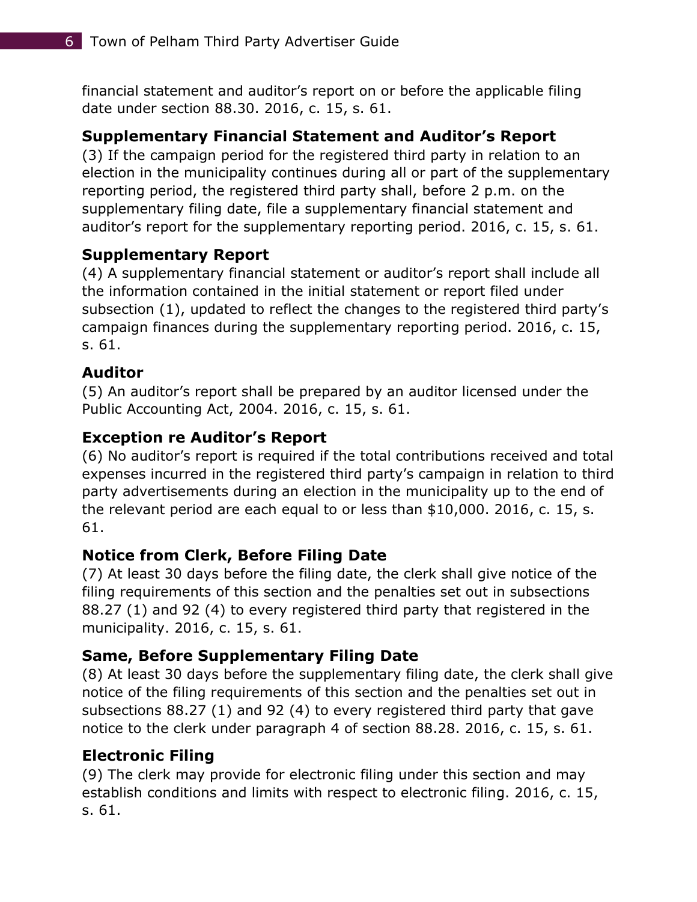financial statement and auditor's report on or before the applicable filing date under section 88.30. 2016, c. 15, s. 61.

### Supplementary Financial Statement and Auditor's Report

(3) If the campaign period for the registered third party in relation to an election in the municipality continues during all or part of the supplementary reporting period, the registered third party shall, before 2 p.m. on the supplementary filing date, file a supplementary financial statement and auditor's report for the supplementary reporting period. 2016, c. 15, s. 61.

### Supplementary Report

(4) A supplementary financial statement or auditor's report shall include all the information contained in the initial statement or report filed under subsection (1), updated to reflect the changes to the registered third party's campaign finances during the supplementary reporting period. 2016, c. 15, s. 61.

### Auditor

(5) An auditor's report shall be prepared by an auditor licensed under the Public Accounting Act, 2004. 2016, c. 15, s. 61.

### Exception re Auditor's Report

(6) No auditor's report is required if the total contributions received and total expenses incurred in the registered third party's campaign in relation to third party advertisements during an election in the municipality up to the end of the relevant period are each equal to or less than $10,000. 2016, c. 15, s. 61.

### Notice from Clerk, Before Filing Date

(7) At least 30 days before the filing date, the clerk shall give notice of the filing requirements of this section and the penalties set out in subsections 88.27 (1) and 92 (4) to every registered third party that registered in the municipality. 2016, c. 15, s. 61.

### Same, Before Supplementary Filing Date

(8) At least 30 days before the supplementary filing date, the clerk shall give notice of the filing requirements of this section and the penalties set out in subsections 88.27 (1) and 92 (4) to every registered third party that gave notice to the clerk under paragraph 4 of section 88.28. 2016, c. 15, s. 61.

### Electronic Filing

(9) The clerk may provide for electronic filing under this section and may establish conditions and limits with respect to electronic filing. 2016, c. 15, s. 61.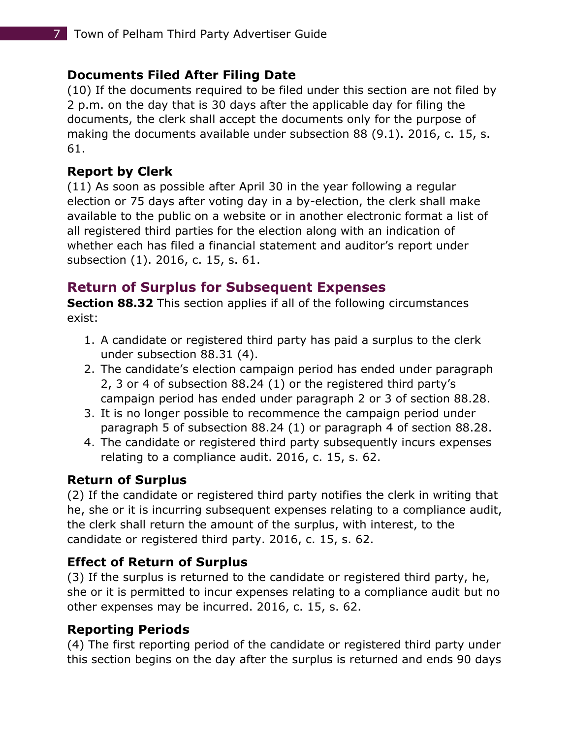### Documents Filed After Filing Date

(10) If the documents required to be filed under this section are not filed by 2 p.m. on the day that is 30 days after the applicable day for filing the documents, the clerk shall accept the documents only for the purpose of making the documents available under subsection 88 (9.1). 2016, c. 15, s. 61.

### Report by Clerk

(11) As soon as possible after April 30 in the year following a regular election or 75 days after voting day in a by-election, the clerk shall make available to the public on a website or in another electronic format a list of all registered third parties for the election along with an indication of whether each has filed a financial statement and auditor's report under subsection (1). 2016, c. 15, s. 61.

## Return of Surplus for Subsequent Expenses

**Section 88.32** This section applies if all of the following circumstances exist:

1. A candidate or registered third party has paid a surplus to the clerk under subsection 88.31 (4).
2. The candidate's election campaign period has ended under paragraph 2, 3 or 4 of subsection 88.24 (1) or the registered third party's campaign period has ended under paragraph 2 or 3 of section 88.28.
3. It is no longer possible to recommence the campaign period under paragraph 5 of subsection 88.24 (1) or paragraph 4 of section 88.28.
4. The candidate or registered third party subsequently incurs expenses relating to a compliance audit. 2016, c. 15, s. 62.

### Return of Surplus

(2) If the candidate or registered third party notifies the clerk in writing that he, she or it is incurring subsequent expenses relating to a compliance audit, the clerk shall return the amount of the surplus, with interest, to the candidate or registered third party. 2016, c. 15, s. 62.

### Effect of Return of Surplus

(3) If the surplus is returned to the candidate or registered third party, he, she or it is permitted to incur expenses relating to a compliance audit but no other expenses may be incurred. 2016, c. 15, s. 62.

### Reporting Periods

(4) The first reporting period of the candidate or registered third party under this section begins on the day after the surplus is returned and ends 90 days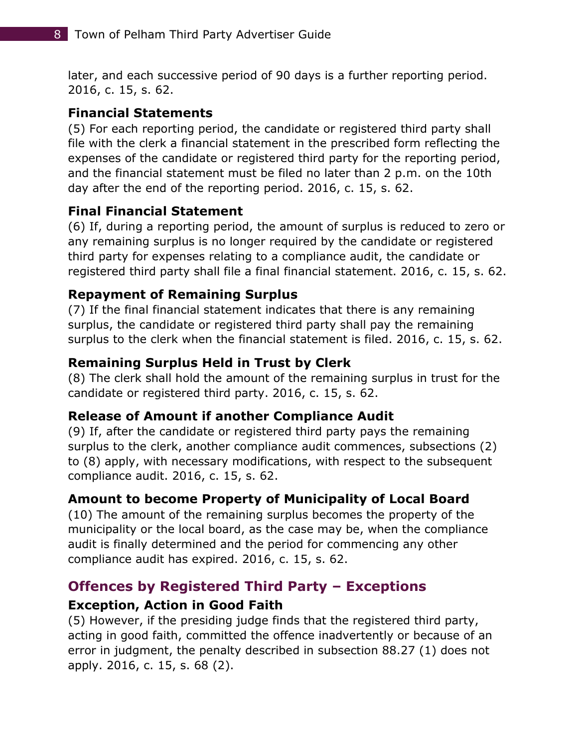later, and each successive period of 90 days is a further reporting period. 2016, c. 15, s. 62.

### Financial Statements

(5) For each reporting period, the candidate or registered third party shall file with the clerk a financial statement in the prescribed form reflecting the expenses of the candidate or registered third party for the reporting period, and the financial statement must be filed no later than 2 p.m. on the 10th day after the end of the reporting period. 2016, c. 15, s. 62.

### Final Financial Statement

(6) If, during a reporting period, the amount of surplus is reduced to zero or any remaining surplus is no longer required by the candidate or registered third party for expenses relating to a compliance audit, the candidate or registered third party shall file a final financial statement. 2016, c. 15, s. 62.

### Repayment of Remaining Surplus

(7) If the final financial statement indicates that there is any remaining surplus, the candidate or registered third party shall pay the remaining surplus to the clerk when the financial statement is filed. 2016, c. 15, s. 62.

### Remaining Surplus Held in Trust by Clerk

(8) The clerk shall hold the amount of the remaining surplus in trust for the candidate or registered third party. 2016, c. 15, s. 62.

### Release of Amount if another Compliance Audit

(9) If, after the candidate or registered third party pays the remaining surplus to the clerk, another compliance audit commences, subsections (2) to (8) apply, with necessary modifications, with respect to the subsequent compliance audit. 2016, c. 15, s. 62.

### Amount to become Property of Municipality of Local Board

(10) The amount of the remaining surplus becomes the property of the municipality or the local board, as the case may be, when the compliance audit is finally determined and the period for commencing any other compliance audit has expired. 2016, c. 15, s. 62.

## Offences by Registered Third Party – Exceptions

### Exception, Action in Good Faith

(5) However, if the presiding judge finds that the registered third party, acting in good faith, committed the offence inadvertently or because of an error in judgment, the penalty described in subsection 88.27 (1) does not apply. 2016, c. 15, s. 68 (2).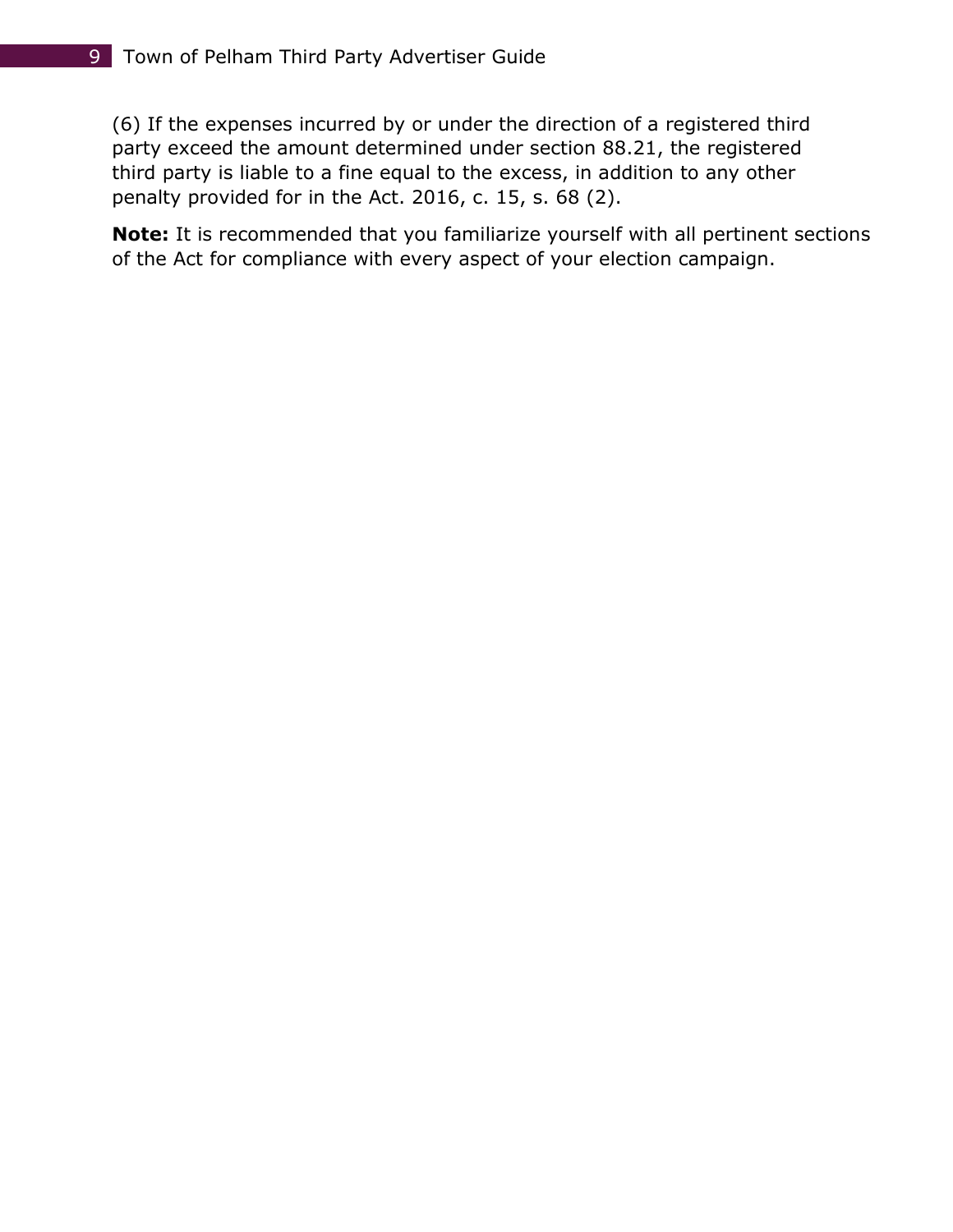(6) If the expenses incurred by or under the direction of a registered third party exceed the amount determined under section 88.21, the registered third party is liable to a fine equal to the excess, in addition to any other penalty provided for in the Act. 2016, c. 15, s. 68 (2).

**Note:** It is recommended that you familiarize yourself with all pertinent sections of the Act for compliance with every aspect of your election campaign.